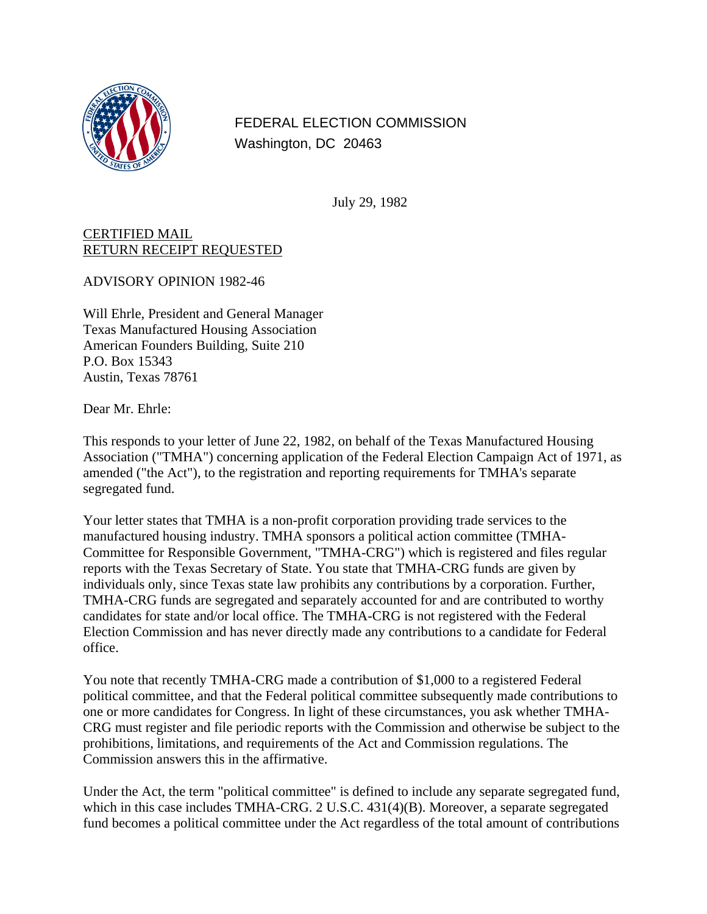FEDERAL ELECTION COMMISSION
Washington, DC 20463

July 29, 1982

<u>CERTIFIED MAIL</u>
<u>RETURN RECEIPT REQUESTED</u>

ADVISORY OPINION 1982-46

Will Ehrle, President and General Manager
Texas Manufactured Housing Association
American Founders Building, Suite 210
P.O. Box 15343
Austin, Texas 78761

Dear Mr. Ehrle:

This responds to your letter of June 22, 1982, on behalf of the Texas Manufactured Housing Association ("TMHA") concerning application of the Federal Election Campaign Act of 1971, as amended ("the Act"), to the registration and reporting requirements for TMHA's separate segregated fund.

Your letter states that TMHA is a non-profit corporation providing trade services to the manufactured housing industry. TMHA sponsors a political action committee (TMHA-Committee for Responsible Government, "TMHA-CRG") which is registered and files regular reports with the Texas Secretary of State. You state that TMHA-CRG funds are given by individuals only, since Texas state law prohibits any contributions by a corporation. Further, TMHA-CRG funds are segregated and separately accounted for and are contributed to worthy candidates for state and/or local office. The TMHA-CRG is not registered with the Federal Election Commission and has never directly made any contributions to a candidate for Federal office.

You note that recently TMHA-CRG made a contribution of $1,000 to a registered Federal political committee, and that the Federal political committee subsequently made contributions to one or more candidates for Congress. In light of these circumstances, you ask whether TMHA-CRG must register and file periodic reports with the Commission and otherwise be subject to the prohibitions, limitations, and requirements of the Act and Commission regulations. The Commission answers this in the affirmative.

Under the Act, the term "political committee" is defined to include any separate segregated fund, which in this case includes TMHA-CRG. 2 U.S.C. 431(4)(B). Moreover, a separate segregated fund becomes a political committee under the Act regardless of the total amount of contributions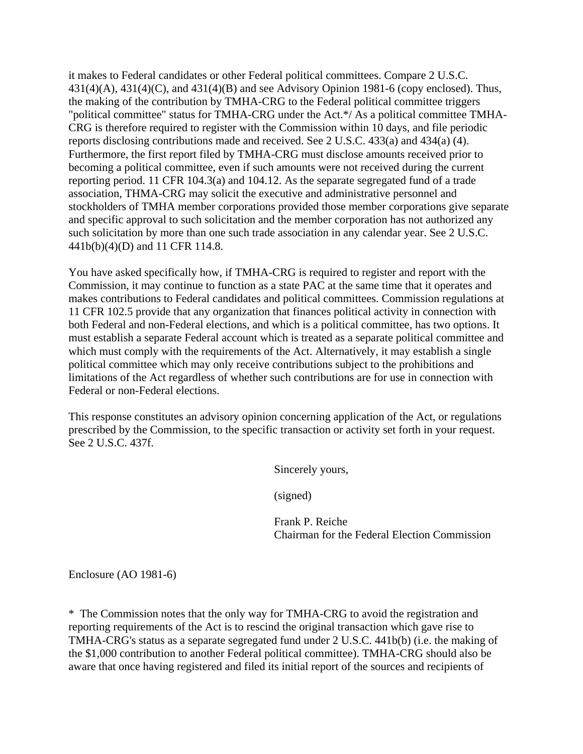it makes to Federal candidates or other Federal political committees. Compare 2 U.S.C. 431(4)(A), 431(4)(C), and 431(4)(B) and see Advisory Opinion 1981-6 (copy enclosed). Thus, the making of the contribution by TMHA-CRG to the Federal political committee triggers "political committee" status for TMHA-CRG under the Act.*/ As a political committee TMHA-CRG is therefore required to register with the Commission within 10 days, and file periodic reports disclosing contributions made and received. See 2 U.S.C. 433(a) and 434(a) (4). Furthermore, the first report filed by TMHA-CRG must disclose amounts received prior to becoming a political committee, even if such amounts were not received during the current reporting period. 11 CFR 104.3(a) and 104.12. As the separate segregated fund of a trade association, THMA-CRG may solicit the executive and administrative personnel and stockholders of TMHA member corporations provided those member corporations give separate and specific approval to such solicitation and the member corporation has not authorized any such solicitation by more than one such trade association in any calendar year. See 2 U.S.C. 441b(b)(4)(D) and 11 CFR 114.8.

You have asked specifically how, if TMHA-CRG is required to register and report with the Commission, it may continue to function as a state PAC at the same time that it operates and makes contributions to Federal candidates and political committees. Commission regulations at 11 CFR 102.5 provide that any organization that finances political activity in connection with both Federal and non-Federal elections, and which is a political committee, has two options. It must establish a separate Federal account which is treated as a separate political committee and which must comply with the requirements of the Act. Alternatively, it may establish a single political committee which may only receive contributions subject to the prohibitions and limitations of the Act regardless of whether such contributions are for use in connection with Federal or non-Federal elections.

This response constitutes an advisory opinion concerning application of the Act, or regulations prescribed by the Commission, to the specific transaction or activity set forth in your request. See 2 U.S.C. 437f.

Sincerely yours,

(signed)

Frank P. Reiche  
Chairman for the Federal Election Commission

Enclosure (AO 1981-6)

* The Commission notes that the only way for TMHA-CRG to avoid the registration and reporting requirements of the Act is to rescind the original transaction which gave rise to TMHA-CRG's status as a separate segregated fund under 2 U.S.C. 441b(b) (i.e. the making of the $1,000 contribution to another Federal political committee). TMHA-CRG should also be aware that once having registered and filed its initial report of the sources and recipients of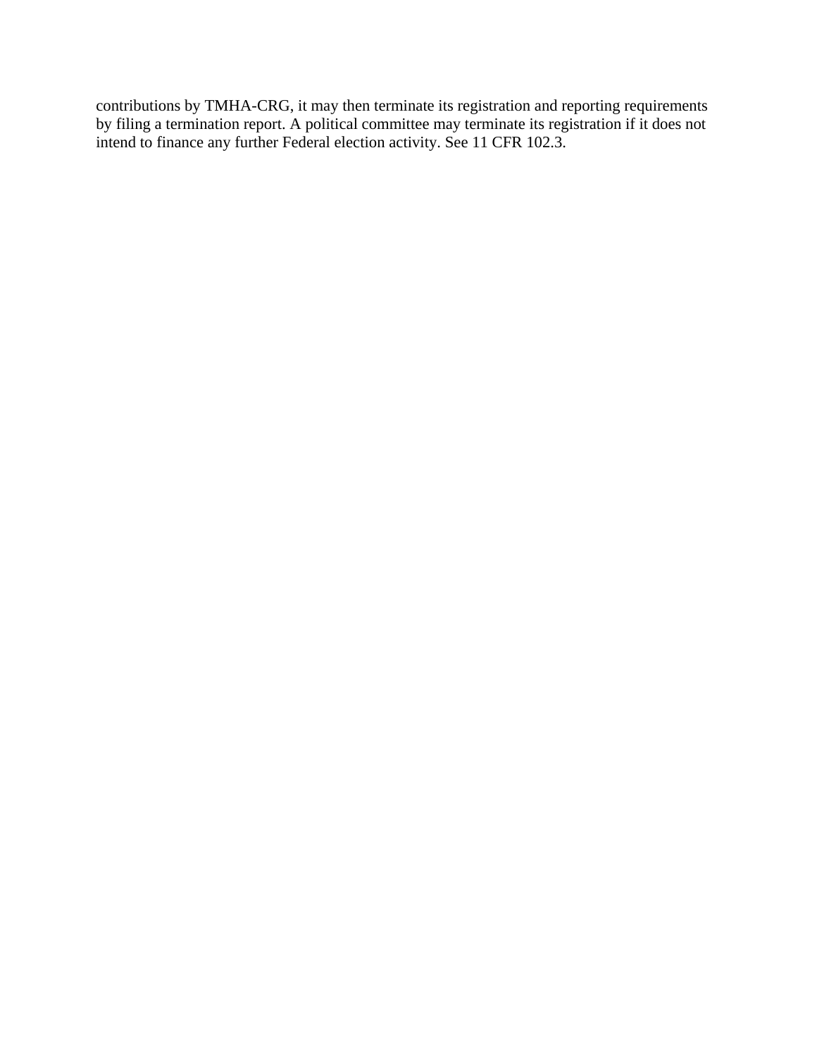contributions by TMHA-CRG, it may then terminate its registration and reporting requirements by filing a termination report. A political committee may terminate its registration if it does not intend to finance any further Federal election activity. See 11 CFR 102.3.